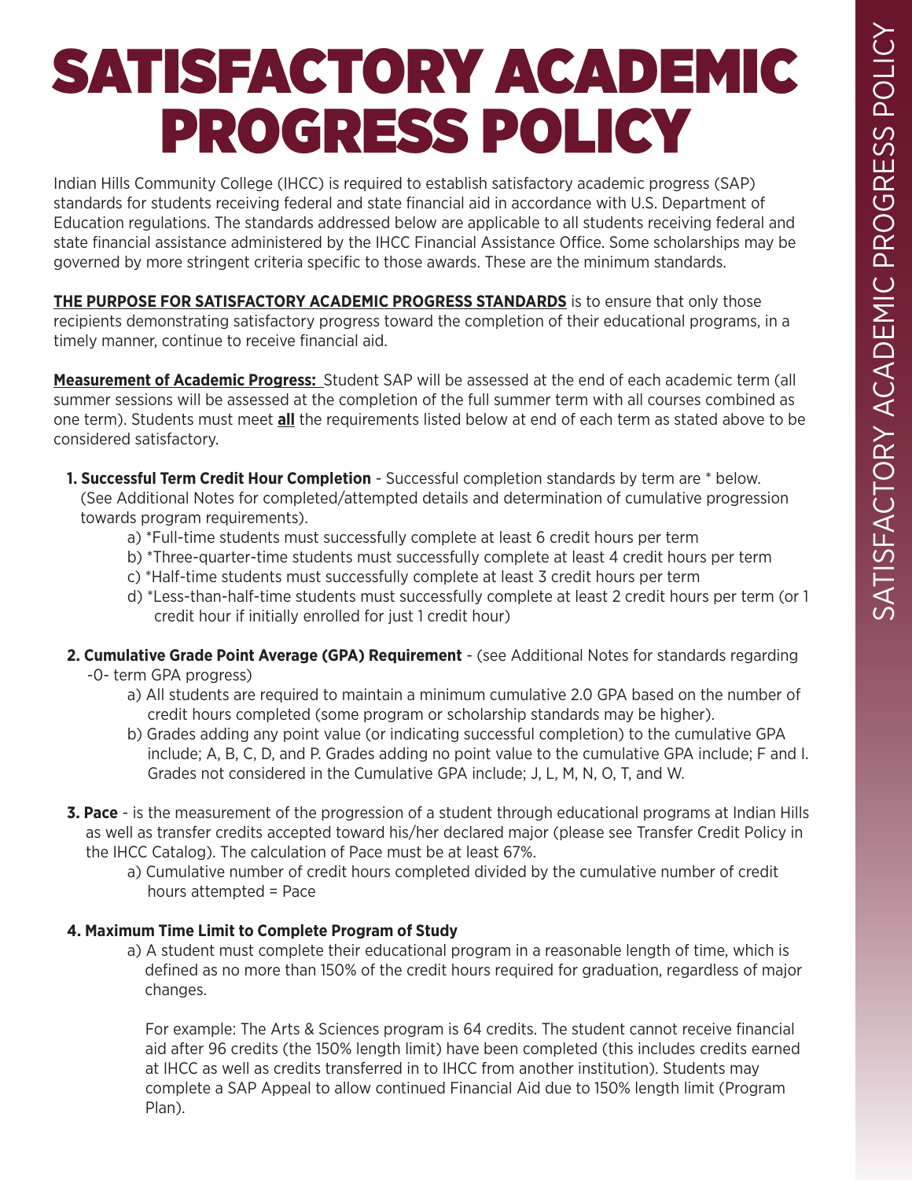# SATISFACTORY ACADEMIC PROGRESS POLICY

Indian Hills Community College (IHCC) is required to establish satisfactory academic progress (SAP) standards for students receiving federal and state financial aid in accordance with U.S. Department of Education regulations. The standards addressed below are applicable to all students receiving federal and state financial assistance administered by the IHCC Financial Assistance Office. Some scholarships may be governed by more stringent criteria specific to those awards. These are the minimum standards.

**THE PURPOSE FOR SATISFACTORY ACADEMIC PROGRESS STANDARDS** is to ensure that only those recipients demonstrating satisfactory progress toward the completion of their educational programs, in a timely manner, continue to receive financial aid.

**Measurement of Academic Progress:** Student SAP will be assessed at the end of each academic term (all summer sessions will be assessed at the completion of the full summer term with all courses combined as one term). Students must meet **all** the requirements listed below at end of each term as stated above to be considered satisfactory.

1. **Successful Term Credit Hour Completion** - Successful completion standards by term are * below. (See Additional Notes for completed/attempted details and determination of cumulative progression towards program requirements).
   a) *Full-time students must successfully complete at least 6 credit hours per term
   b) *Three-quarter-time students must successfully complete at least 4 credit hours per term
   c) *Half-time students must successfully complete at least 3 credit hours per term
   d) *Less-than-half-time students must successfully complete at least 2 credit hours per term (or 1 credit hour if initially enrolled for just 1 credit hour)

2. **Cumulative Grade Point Average (GPA) Requirement** - (see Additional Notes for standards regarding -0- term GPA progress)
   a) All students are required to maintain a minimum cumulative 2.0 GPA based on the number of credit hours completed (some program or scholarship standards may be higher).
   b) Grades adding any point value (or indicating successful completion) to the cumulative GPA include; A, B, C, D, and P. Grades adding no point value to the cumulative GPA include; F and I. Grades not considered in the Cumulative GPA include; J, L, M, N, O, T, and W.

3. **Pace** - is the measurement of the progression of a student through educational programs at Indian Hills as well as transfer credits accepted toward his/her declared major (please see Transfer Credit Policy in the IHCC Catalog). The calculation of Pace must be at least 67%.
   a) Cumulative number of credit hours completed divided by the cumulative number of credit hours attempted = Pace

4. **Maximum Time Limit to Complete Program of Study**
   a) A student must complete their educational program in a reasonable length of time, which is defined as no more than 150% of the credit hours required for graduation, regardless of major changes.

   For example: The Arts & Sciences program is 64 credits. The student cannot receive financial aid after 96 credits (the 150% length limit) have been completed (this includes credits earned at IHCC as well as credits transferred in to IHCC from another institution). Students may complete a SAP Appeal to allow continued Financial Aid due to 150% length limit (Program Plan).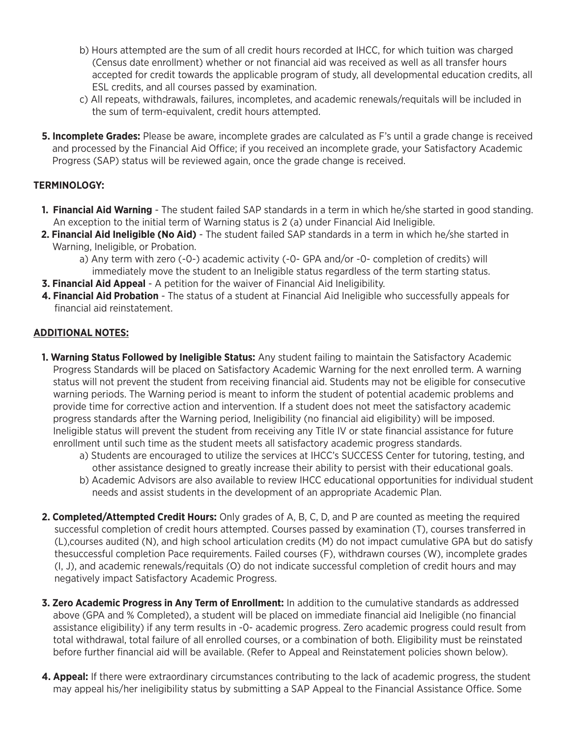b) Hours attempted are the sum of all credit hours recorded at IHCC, for which tuition was charged (Census date enrollment) whether or not financial aid was received as well as all transfer hours accepted for credit towards the applicable program of study, all developmental education credits, all ESL credits, and all courses passed by examination.

c) All repeats, withdrawals, failures, incompletes, and academic renewals/requitals will be included in the sum of term-equivalent, credit hours attempted.

**5. Incomplete Grades:** Please be aware, incomplete grades are calculated as F's until a grade change is received and processed by the Financial Aid Office; if you received an incomplete grade, your Satisfactory Academic Progress (SAP) status will be reviewed again, once the grade change is received.

**TERMINOLOGY:**

1. **Financial Aid Warning** - The student failed SAP standards in a term in which he/she started in good standing. An exception to the initial term of Warning status is 2 (a) under Financial Aid Ineligible.
2. **Financial Aid Ineligible (No Aid)** - The student failed SAP standards in a term in which he/she started in Warning, Ineligible, or Probation.
   a) Any term with zero (-0-) academic activity (-0- GPA and/or -0- completion of credits) will immediately move the student to an Ineligible status regardless of the term starting status.
3. **Financial Aid Appeal** - A petition for the waiver of Financial Aid Ineligibility.
4. **Financial Aid Probation** - The status of a student at Financial Aid Ineligible who successfully appeals for financial aid reinstatement.

**ADDITIONAL NOTES:**

**1. Warning Status Followed by Ineligible Status:** Any student failing to maintain the Satisfactory Academic Progress Standards will be placed on Satisfactory Academic Warning for the next enrolled term. A warning status will not prevent the student from receiving financial aid. Students may not be eligible for consecutive warning periods. The Warning period is meant to inform the student of potential academic problems and provide time for corrective action and intervention. If a student does not meet the satisfactory academic progress standards after the Warning period, Ineligibility (no financial aid eligibility) will be imposed. Ineligible status will prevent the student from receiving any Title IV or state financial assistance for future enrollment until such time as the student meets all satisfactory academic progress standards.

a) Students are encouraged to utilize the services at IHCC's SUCCESS Center for tutoring, testing, and other assistance designed to greatly increase their ability to persist with their educational goals.

b) Academic Advisors are also available to review IHCC educational opportunities for individual student needs and assist students in the development of an appropriate Academic Plan.

**2. Completed/Attempted Credit Hours:** Only grades of A, B, C, D, and P are counted as meeting the required successful completion of credit hours attempted. Courses passed by examination (T), courses transferred in (L),courses audited (N), and high school articulation credits (M) do not impact cumulative GPA but do satisfy thesuccessful completion Pace requirements. Failed courses (F), withdrawn courses (W), incomplete grades (I, J), and academic renewals/requitals (O) do not indicate successful completion of credit hours and may negatively impact Satisfactory Academic Progress.

**3. Zero Academic Progress in Any Term of Enrollment:** In addition to the cumulative standards as addressed above (GPA and % Completed), a student will be placed on immediate financial aid Ineligible (no financial assistance eligibility) if any term results in -0- academic progress. Zero academic progress could result from total withdrawal, total failure of all enrolled courses, or a combination of both. Eligibility must be reinstated before further financial aid will be available. (Refer to Appeal and Reinstatement policies shown below).

**4. Appeal:** If there were extraordinary circumstances contributing to the lack of academic progress, the student may appeal his/her ineligibility status by submitting a SAP Appeal to the Financial Assistance Office. Some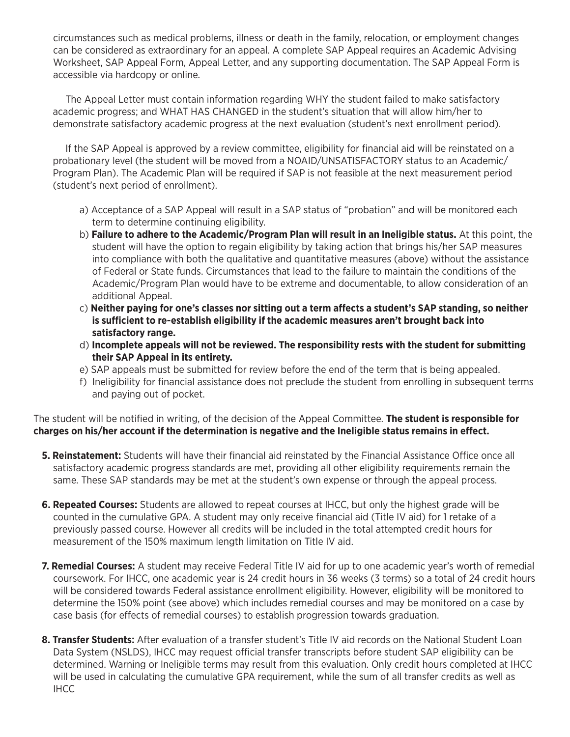circumstances such as medical problems, illness or death in the family, relocation, or employment changes can be considered as extraordinary for an appeal. A complete SAP Appeal requires an Academic Advising Worksheet, SAP Appeal Form, Appeal Letter, and any supporting documentation. The SAP Appeal Form is accessible via hardcopy or online.

The Appeal Letter must contain information regarding WHY the student failed to make satisfactory academic progress; and WHAT HAS CHANGED in the student's situation that will allow him/her to demonstrate satisfactory academic progress at the next evaluation (student's next enrollment period).

If the SAP Appeal is approved by a review committee, eligibility for financial aid will be reinstated on a probationary level (the student will be moved from a NOAID/UNSATISFACTORY status to an Academic/Program Plan). The Academic Plan will be required if SAP is not feasible at the next measurement period (student's next period of enrollment).

a) Acceptance of a SAP Appeal will result in a SAP status of "probation" and will be monitored each term to determine continuing eligibility.

b) **Failure to adhere to the Academic/Program Plan will result in an Ineligible status.** At this point, the student will have the option to regain eligibility by taking action that brings his/her SAP measures into compliance with both the qualitative and quantitative measures (above) without the assistance of Federal or State funds. Circumstances that lead to the failure to maintain the conditions of the Academic/Program Plan would have to be extreme and documentable, to allow consideration of an additional Appeal.

c) **Neither paying for one's classes nor sitting out a term affects a student's SAP standing, so neither is sufficient to re-establish eligibility if the academic measures aren't brought back into satisfactory range.**

d) **Incomplete appeals will not be reviewed. The responsibility rests with the student for submitting their SAP Appeal in its entirety.**

e) SAP appeals must be submitted for review before the end of the term that is being appealed.

f) Ineligibility for financial assistance does not preclude the student from enrolling in subsequent terms and paying out of pocket.

The student will be notified in writing, of the decision of the Appeal Committee. **The student is responsible for charges on his/her account if the determination is negative and the Ineligible status remains in effect.**

5. **Reinstatement:** Students will have their financial aid reinstated by the Financial Assistance Office once all satisfactory academic progress standards are met, providing all other eligibility requirements remain the same. These SAP standards may be met at the student's own expense or through the appeal process.

6. **Repeated Courses:** Students are allowed to repeat courses at IHCC, but only the highest grade will be counted in the cumulative GPA. A student may only receive financial aid (Title IV aid) for 1 retake of a previously passed course. However all credits will be included in the total attempted credit hours for measurement of the 150% maximum length limitation on Title IV aid.

7. **Remedial Courses:** A student may receive Federal Title IV aid for up to one academic year's worth of remedial coursework. For IHCC, one academic year is 24 credit hours in 36 weeks (3 terms) so a total of 24 credit hours will be considered towards Federal assistance enrollment eligibility. However, eligibility will be monitored to determine the 150% point (see above) which includes remedial courses and may be monitored on a case by case basis (for effects of remedial courses) to establish progression towards graduation.

8. **Transfer Students:** After evaluation of a transfer student's Title IV aid records on the National Student Loan Data System (NSLDS), IHCC may request official transfer transcripts before student SAP eligibility can be determined. Warning or Ineligible terms may result from this evaluation. Only credit hours completed at IHCC will be used in calculating the cumulative GPA requirement, while the sum of all transfer credits as well as IHCC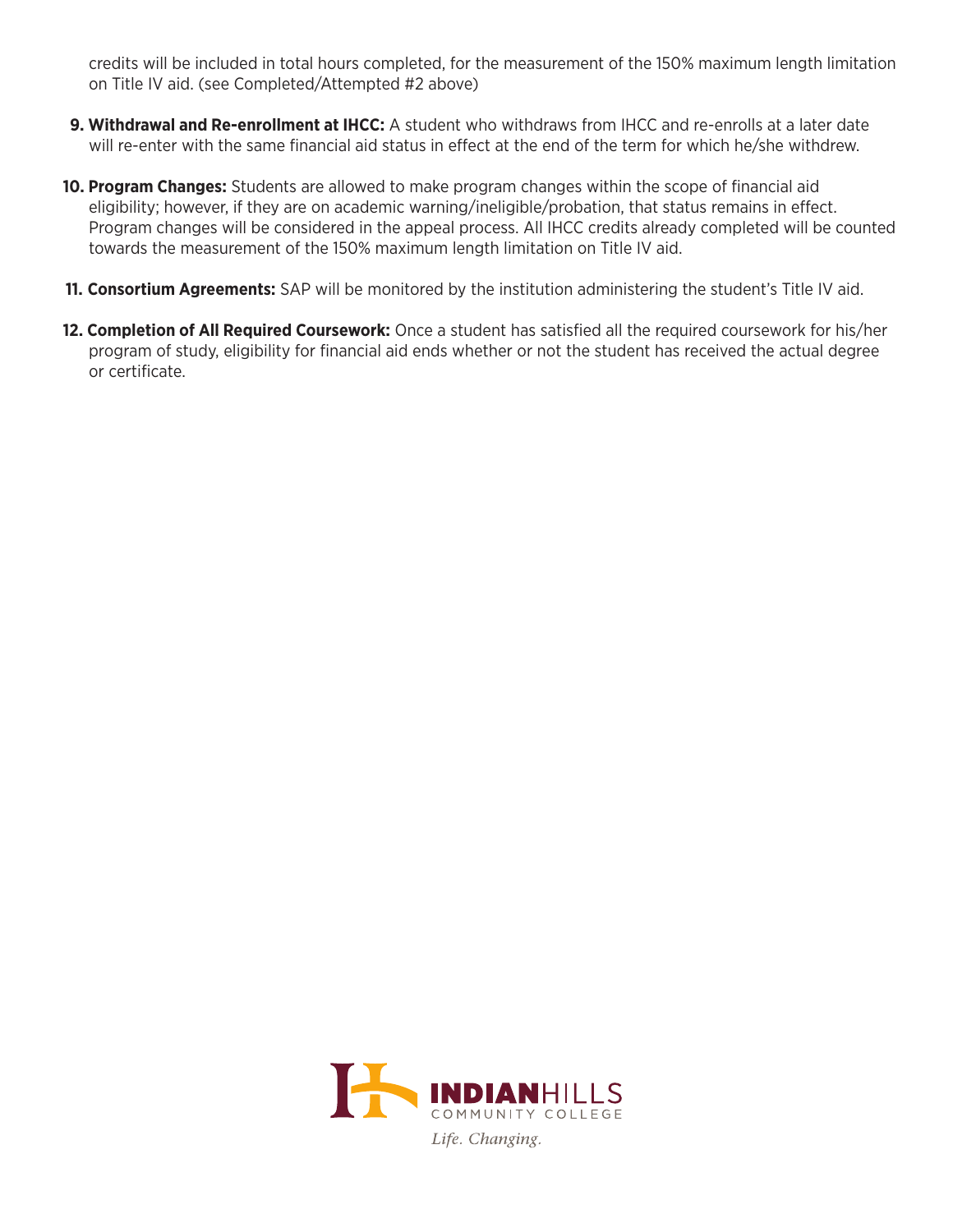credits will be included in total hours completed, for the measurement of the 150% maximum length limitation on Title IV aid. (see Completed/Attempted #2 above)

9. **Withdrawal and Re-enrollment at IHCC:** A student who withdraws from IHCC and re-enrolls at a later date will re-enter with the same financial aid status in effect at the end of the term for which he/she withdrew.

10. **Program Changes:** Students are allowed to make program changes within the scope of financial aid eligibility; however, if they are on academic warning/ineligible/probation, that status remains in effect. Program changes will be considered in the appeal process. All IHCC credits already completed will be counted towards the measurement of the 150% maximum length limitation on Title IV aid.

11. **Consortium Agreements:** SAP will be monitored by the institution administering the student's Title IV aid.

12. **Completion of All Required Coursework:** Once a student has satisfied all the required coursework for his/her program of study, eligibility for financial aid ends whether or not the student has received the actual degree or certificate.

INDIANHILLS COMMUNITY COLLEGE

*Life. Changing.*